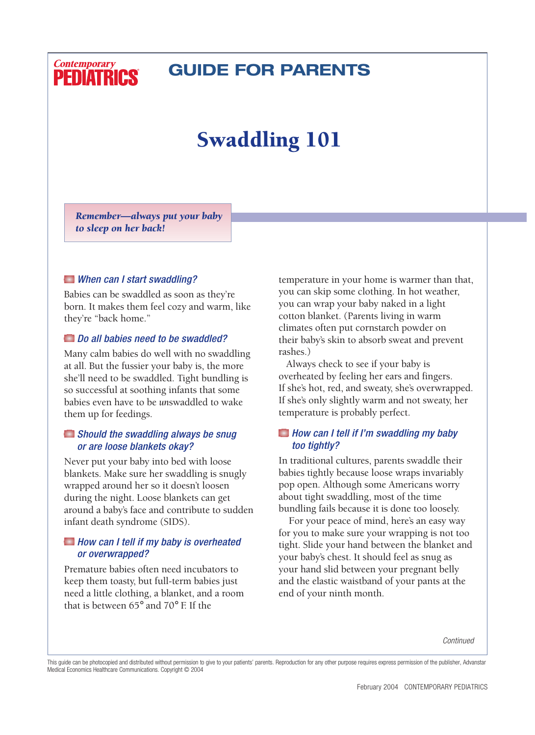Contemporary PEDIATRICS

# GUIDE FOR PARENTS

# Swaddling 101

***Remember—always put your baby to sleep on her back!***

### *When can I start swaddling?*

Babies can be swaddled as soon as they're born. It makes them feel cozy and warm, like they're "back home."

### *Do all babies need to be swaddled?*

Many calm babies do well with no swaddling at all. But the fussier your baby is, the more she'll need to be swaddled. Tight bundling is so successful at soothing infants that some babies even have to be *un*swaddled to wake them up for feedings.

### *Should the swaddling always be snug or are loose blankets okay?*

Never put your baby into bed with loose blankets. Make sure her swaddling is snugly wrapped around her so it doesn't loosen during the night. Loose blankets can get around a baby's face and contribute to sudden infant death syndrome (SIDS).

### *How can I tell if my baby is overheated or overwrapped?*

Premature babies often need incubators to keep them toasty, but full-term babies just need a little clothing, a blanket, and a room that is between 65° and 70° F. If the temperature in your home is warmer than that, you can skip some clothing. In hot weather, you can wrap your baby naked in a light cotton blanket. (Parents living in warm climates often put cornstarch powder on their baby's skin to absorb sweat and prevent rashes.)

Always check to see if your baby is overheated by feeling her ears and fingers. If she's hot, red, and sweaty, she's overwrapped. If she's only slightly warm and not sweaty, her temperature is probably perfect.

### *How can I tell if I'm swaddling my baby too tightly?*

In traditional cultures, parents swaddle their babies tightly because loose wraps invariably pop open. Although some Americans worry about tight swaddling, most of the time bundling fails because it is done too loosely.

For your peace of mind, here's an easy way for you to make sure your wrapping is not too tight. Slide your hand between the blanket and your baby's chest. It should feel as snug as your hand slid between your pregnant belly and the elastic waistband of your pants at the end of your ninth month.

*Continued*

This guide can be photocopied and distributed without permission to give to your patients' parents. Reproduction for any other purpose requires express permission of the publisher, Advanstar Medical Economics Healthcare Communications. Copyright © 2004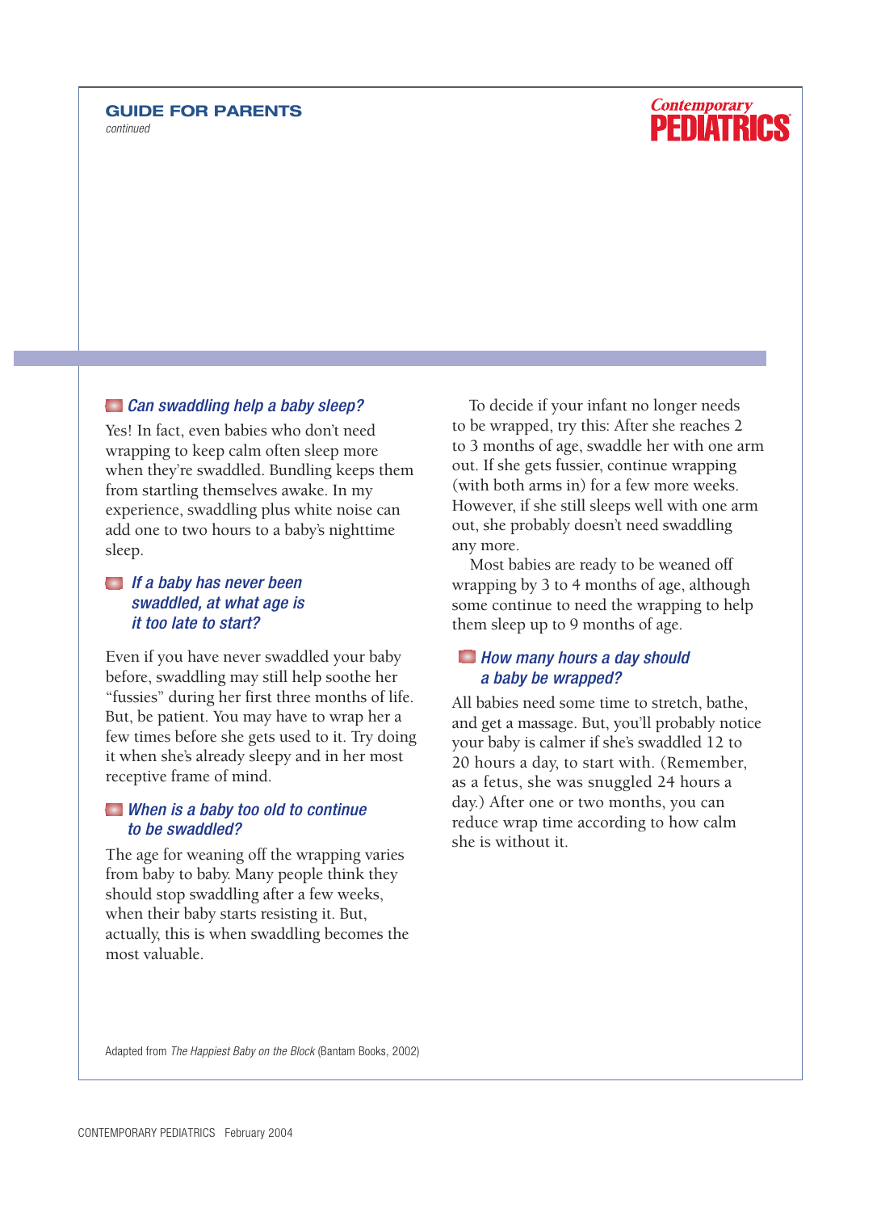## Can swaddling help a baby sleep?

Yes! In fact, even babies who don't need wrapping to keep calm often sleep more when they're swaddled. Bundling keeps them from startling themselves awake. In my experience, swaddling plus white noise can add one to two hours to a baby's nighttime sleep.

## If a baby has never been swaddled, at what age is it too late to start?

Even if you have never swaddled your baby before, swaddling may still help soothe her "fussies" during her first three months of life. But, be patient. You may have to wrap her a few times before she gets used to it. Try doing it when she's already sleepy and in her most receptive frame of mind.

## When is a baby too old to continue to be swaddled?

The age for weaning off the wrapping varies from baby to baby. Many people think they should stop swaddling after a few weeks, when their baby starts resisting it. But, actually, this is when swaddling becomes the most valuable.

To decide if your infant no longer needs to be wrapped, try this: After she reaches 2 to 3 months of age, swaddle her with one arm out. If she gets fussier, continue wrapping (with both arms in) for a few more weeks. However, if she still sleeps well with one arm out, she probably doesn't need swaddling any more.

Most babies are ready to be weaned off wrapping by 3 to 4 months of age, although some continue to need the wrapping to help them sleep up to 9 months of age.

## How many hours a day should a baby be wrapped?

All babies need some time to stretch, bathe, and get a massage. But, you'll probably notice your baby is calmer if she's swaddled 12 to 20 hours a day, to start with. (Remember, as a fetus, she was snuggled 24 hours a day.) After one or two months, you can reduce wrap time according to how calm she is without it.

Adapted from *The Happiest Baby on the Block* (Bantam Books, 2002)